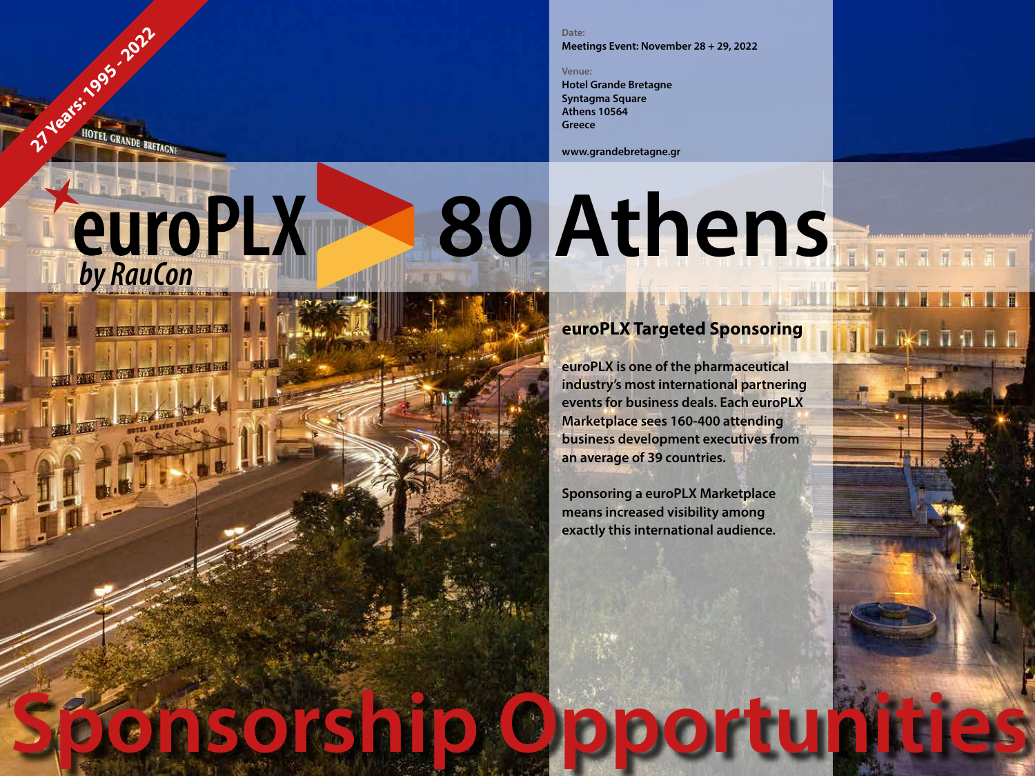27 Years: 1995 - 2022

Date:
Meetings Event: November 28 + 29, 2022

Venue:
Hotel Grande Bretagne
Syntagma Square
Athens 10564
Greece

www.grandebretagne.gr

# euroPLX by RauCon 80 Athens

## euroPLX Targeted Sponsoring

euroPLX is one of the pharmaceutical industry's most international partnering events for business deals. Each euroPLX Marketplace sees 160-400 attending business development executives from an average of 39 countries.

Sponsoring a euroPLX Marketplace means increased visibility among exactly this international audience.

# Sponsorship Opportunities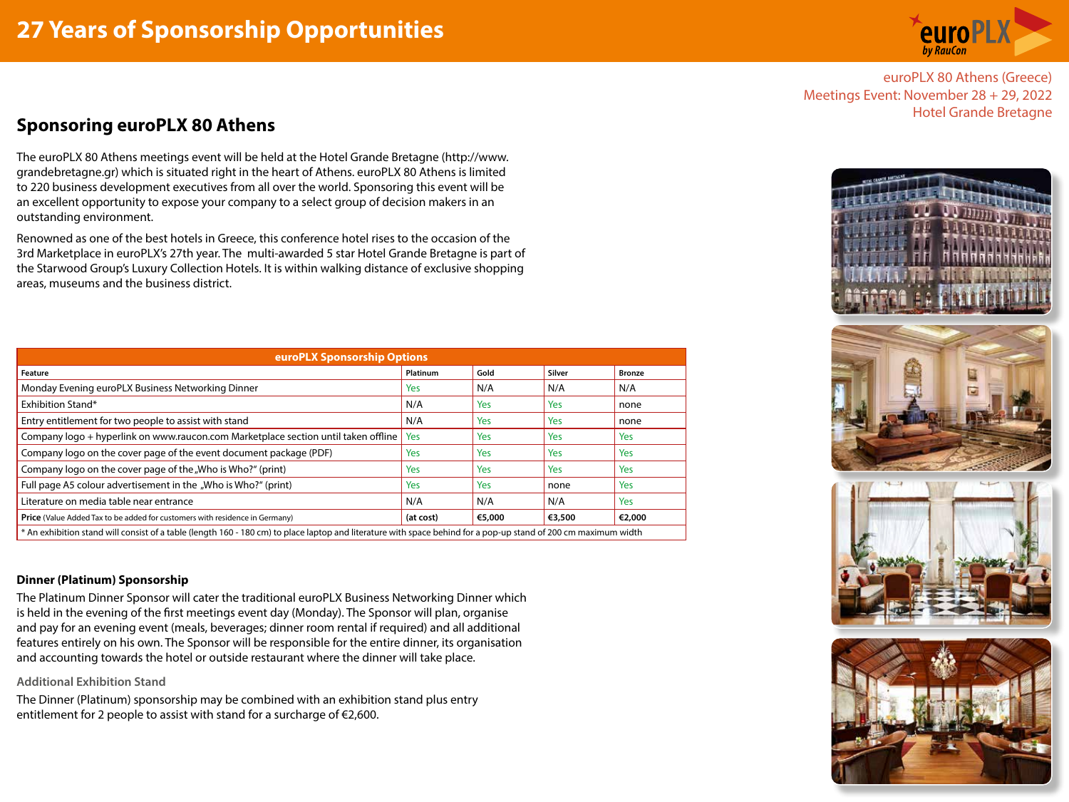# 27 Years of Sponsorship Opportunities

euroPLX 80 Athens (Greece)
Meetings Event: November 28 + 29, 2022
Hotel Grande Bretagne

## Sponsoring euroPLX 80 Athens

The euroPLX 80 Athens meetings event will be held at the Hotel Grande Bretagne (http://www.grandebretagne.gr) which is situated right in the heart of Athens. euroPLX 80 Athens is limited to 220 business development executives from all over the world. Sponsoring this event will be an excellent opportunity to expose your company to a select group of decision makers in an outstanding environment.

Renowned as one of the best hotels in Greece, this conference hotel rises to the occasion of the 3rd Marketplace in euroPLX's 27th year. The multi-awarded 5 star Hotel Grande Bretagne is part of the Starwood Group's Luxury Collection Hotels. It is within walking distance of exclusive shopping areas, museums and the business district.

| euroPLX Sponsorship Options | | | | |
|---|---|---|---|---|
| **Feature** | **Platinum** | **Gold** | **Silver** | **Bronze** |
| Monday Evening euroPLX Business Networking Dinner | Yes | N/A | N/A | N/A |
| Exhibition Stand* | N/A | Yes | Yes | none |
| Entry entitlement for two people to assist with stand | N/A | Yes | Yes | none |
| Company logo + hyperlink on www.raucon.com Marketplace section until taken offline | Yes | Yes | Yes | Yes |
| Company logo on the cover page of the event document package (PDF) | Yes | Yes | Yes | Yes |
| Company logo on the cover page of the „Who is Who?" (print) | Yes | Yes | Yes | Yes |
| Full page A5 colour advertisement in the „Who is Who?" (print) | Yes | Yes | none | Yes |
| Literature on media table near entrance | N/A | N/A | N/A | Yes |
| **Price** (Value Added Tax to be added for customers with residence in Germany) | **(at cost)** | **€5,000** | **€3,500** | **€2,000** |

* An exhibition stand will consist of a table (length 160 - 180 cm) to place laptop and literature with space behind for a pop-up stand of 200 cm maximum width

### Dinner (Platinum) Sponsorship

The Platinum Dinner Sponsor will cater the traditional euroPLX Business Networking Dinner which is held in the evening of the first meetings event day (Monday). The Sponsor will plan, organise and pay for an evening event (meals, beverages; dinner room rental if required) and all additional features entirely on his own. The Sponsor will be responsible for the entire dinner, its organisation and accounting towards the hotel or outside restaurant where the dinner will take place.

#### Additional Exhibition Stand

The Dinner (Platinum) sponsorship may be combined with an exhibition stand plus entry entitlement for 2 people to assist with stand for a surcharge of €2,600.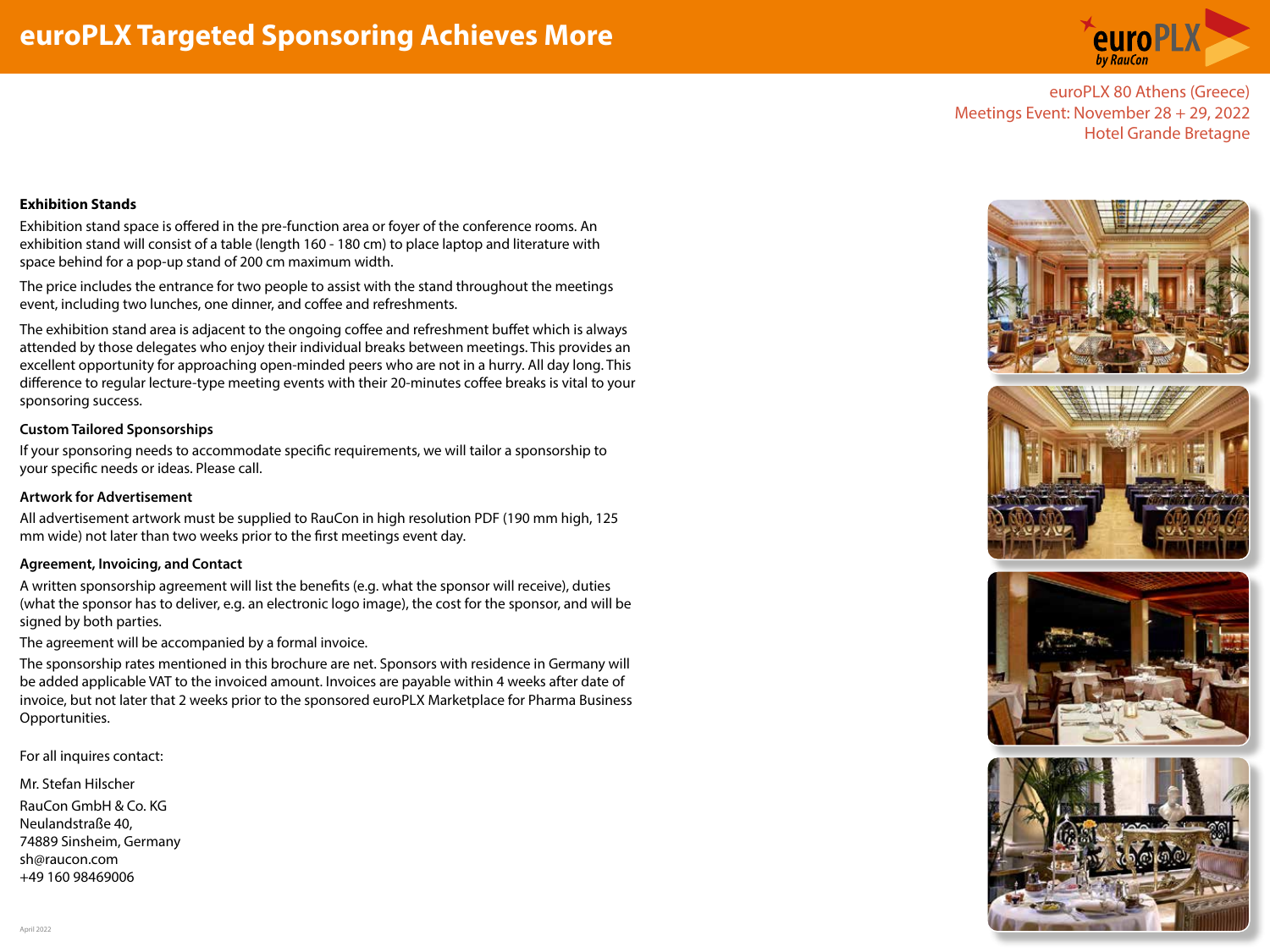# euroPLX Targeted Sponsoring Achieves More

euroPLX 80 Athens (Greece)
Meetings Event: November 28 + 29, 2022
Hotel Grande Bretagne

**Exhibition Stands**

Exhibition stand space is offered in the pre-function area or foyer of the conference rooms. An exhibition stand will consist of a table (length 160 - 180 cm) to place laptop and literature with space behind for a pop-up stand of 200 cm maximum width.

The price includes the entrance for two people to assist with the stand throughout the meetings event, including two lunches, one dinner, and coffee and refreshments.

The exhibition stand area is adjacent to the ongoing coffee and refreshment buffet which is always attended by those delegates who enjoy their individual breaks between meetings. This provides an excellent opportunity for approaching open-minded peers who are not in a hurry. All day long. This difference to regular lecture-type meeting events with their 20-minutes coffee breaks is vital to your sponsoring success.

**Custom Tailored Sponsorships**

If your sponsoring needs to accommodate specific requirements, we will tailor a sponsorship to your specific needs or ideas. Please call.

**Artwork for Advertisement**

All advertisement artwork must be supplied to RauCon in high resolution PDF (190 mm high, 125 mm wide) not later than two weeks prior to the first meetings event day.

**Agreement, Invoicing, and Contact**

A written sponsorship agreement will list the benefits (e.g. what the sponsor will receive), duties (what the sponsor has to deliver, e.g. an electronic logo image), the cost for the sponsor, and will be signed by both parties.

The agreement will be accompanied by a formal invoice.

The sponsorship rates mentioned in this brochure are net. Sponsors with residence in Germany will be added applicable VAT to the invoiced amount. Invoices are payable within 4 weeks after date of invoice, but not later that 2 weeks prior to the sponsored euroPLX Marketplace for Pharma Business Opportunities.

For all inquires contact:

Mr. Stefan Hilscher

RauCon GmbH & Co. KG
Neulandstraße 40,
74889 Sinsheim, Germany
sh@raucon.com
+49 160 98469006

April 2022